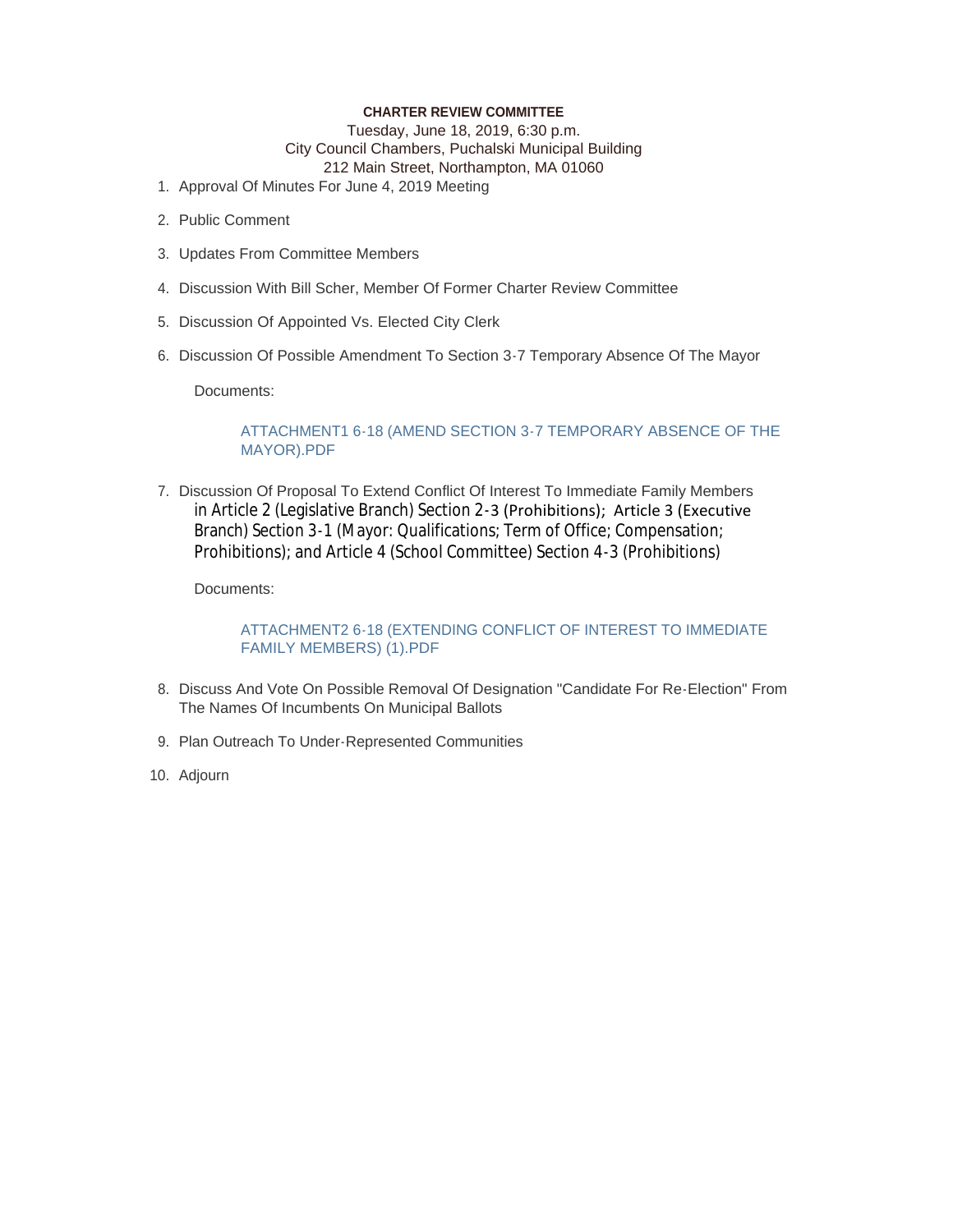**CHARTER REVIEW COMMITTEE**

Tuesday, June 18, 2019, 6:30 p.m.
City Council Chambers, Puchalski Municipal Building
212 Main Street, Northampton, MA 01060

1. Approval Of Minutes For June 4, 2019 Meeting
2. Public Comment
3. Updates From Committee Members
4. Discussion With Bill Scher, Member Of Former Charter Review Committee
5. Discussion Of Appointed Vs. Elected City Clerk
6. Discussion Of Possible Amendment To Section 3-7 Temporary Absence Of The Mayor

   Documents:

   ATTACHMENT1 6-18 (AMEND SECTION 3-7 TEMPORARY ABSENCE OF THE MAYOR).PDF

7. Discussion Of Proposal To Extend Conflict Of Interest To Immediate Family Members in Article 2 (Legislative Branch) Section 2-3 (Prohibitions); Article 3 (Executive Branch) Section 3-1 (Mayor: Qualifications; Term of Office; Compensation; Prohibitions); and Article 4 (School Committee) Section 4-3 (Prohibitions)

   Documents:

   ATTACHMENT2 6-18 (EXTENDING CONFLICT OF INTEREST TO IMMEDIATE FAMILY MEMBERS) (1).PDF

8. Discuss And Vote On Possible Removal Of Designation "Candidate For Re-Election" From The Names Of Incumbents On Municipal Ballots
9. Plan Outreach To Under-Represented Communities
10. Adjourn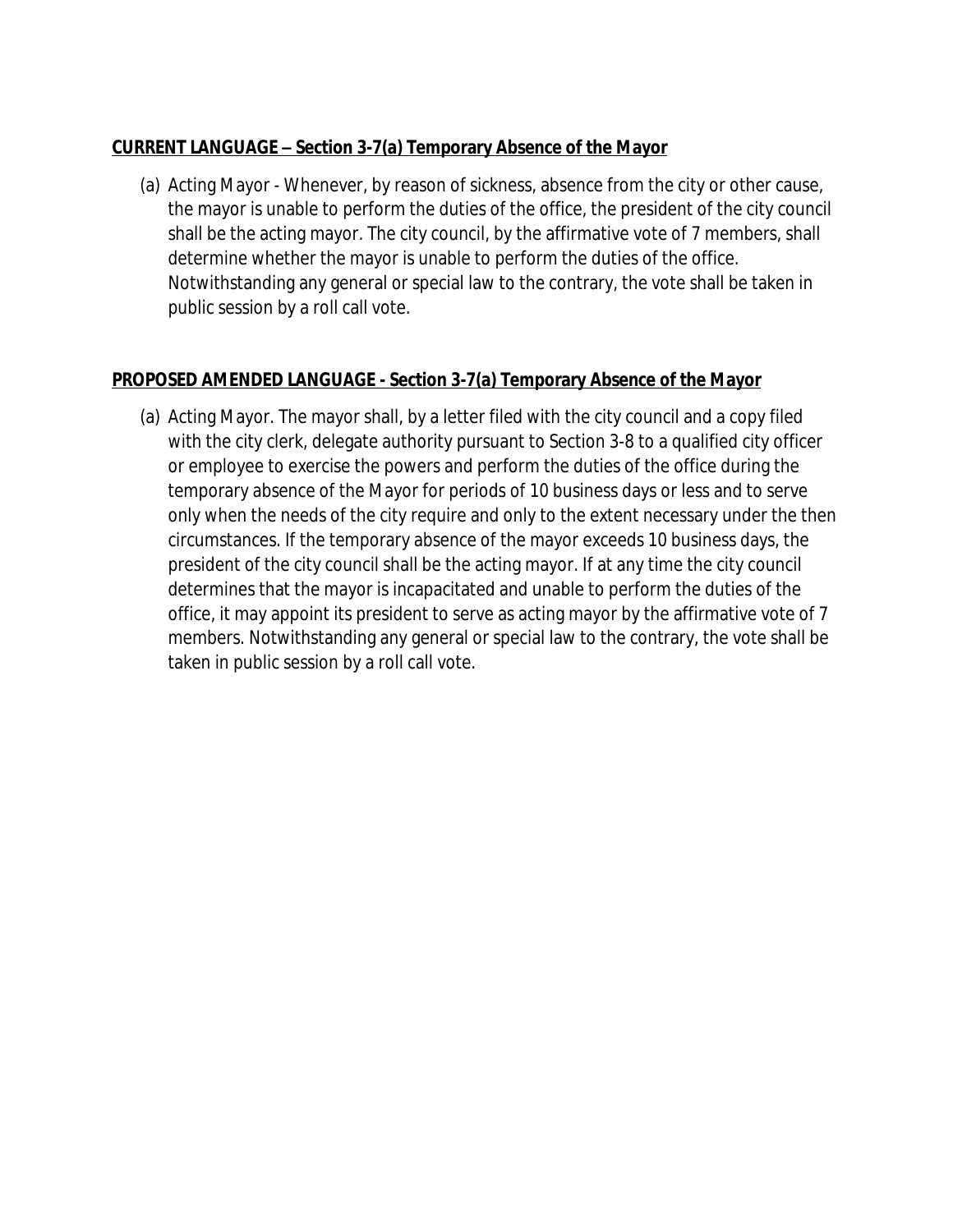**CURRENT LANGUAGE – Section 3-7(a) Temporary Absence of the Mayor**

(a) Acting Mayor - Whenever, by reason of sickness, absence from the city or other cause, the mayor is unable to perform the duties of the office, the president of the city council shall be the acting mayor. The city council, by the affirmative vote of 7 members, shall determine whether the mayor is unable to perform the duties of the office. Notwithstanding any general or special law to the contrary, the vote shall be taken in public session by a roll call vote.

**PROPOSED AMENDED LANGUAGE - Section 3-7(a) Temporary Absence of the Mayor**

(a) Acting Mayor. The mayor shall, by a letter filed with the city council and a copy filed with the city clerk, delegate authority pursuant to Section 3-8 to a qualified city officer or employee to exercise the powers and perform the duties of the office during the temporary absence of the Mayor for periods of 10 business days or less and to serve only when the needs of the city require and only to the extent necessary under the then circumstances. If the temporary absence of the mayor exceeds 10 business days, the president of the city council shall be the acting mayor. If at any time the city council determines that the mayor is incapacitated and unable to perform the duties of the office, it may appoint its president to serve as acting mayor by the affirmative vote of 7 members. Notwithstanding any general or special law to the contrary, the vote shall be taken in public session by a roll call vote.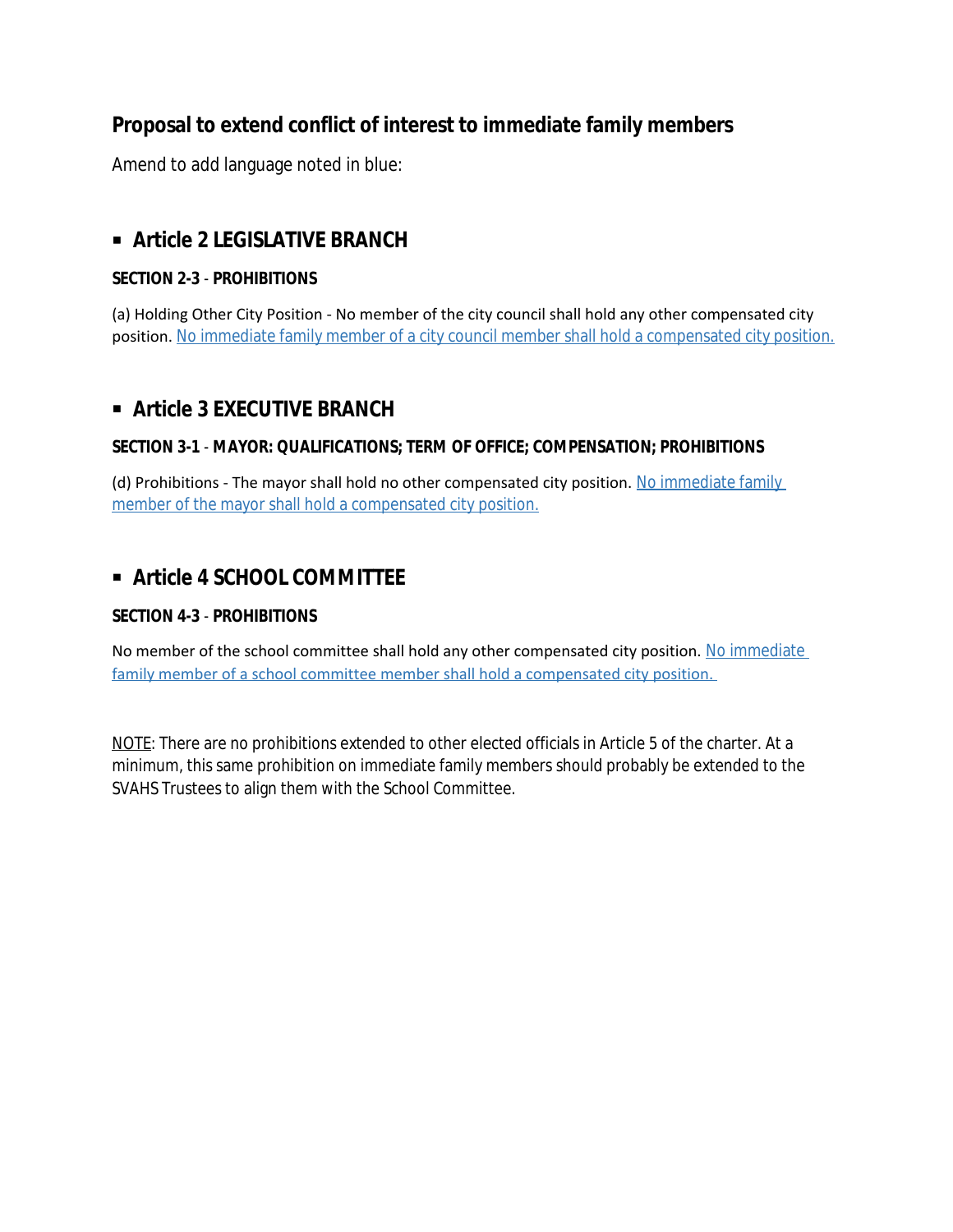## Proposal to extend conflict of interest to immediate family members

Amend to add language noted in blue:

- **Article 2 LEGISLATIVE BRANCH**

**SECTION 2-3 - PROHIBITIONS**

(a) Holding Other City Position - No member of the city council shall hold any other compensated city position. No immediate family member of a city council member shall hold a compensated city position.

- **Article 3 EXECUTIVE BRANCH**

**SECTION 3-1 - MAYOR: QUALIFICATIONS; TERM OF OFFICE; COMPENSATION; PROHIBITIONS**

(d) Prohibitions - The mayor shall hold no other compensated city position. No immediate family member of the mayor shall hold a compensated city position.

- **Article 4 SCHOOL COMMITTEE**

**SECTION 4-3 - PROHIBITIONS**

No member of the school committee shall hold any other compensated city position. No immediate family member of a school committee member shall hold a compensated city position.

NOTE: There are no prohibitions extended to other elected officials in Article 5 of the charter. At a minimum, this same prohibition on immediate family members should probably be extended to the SVAHS Trustees to align them with the School Committee.